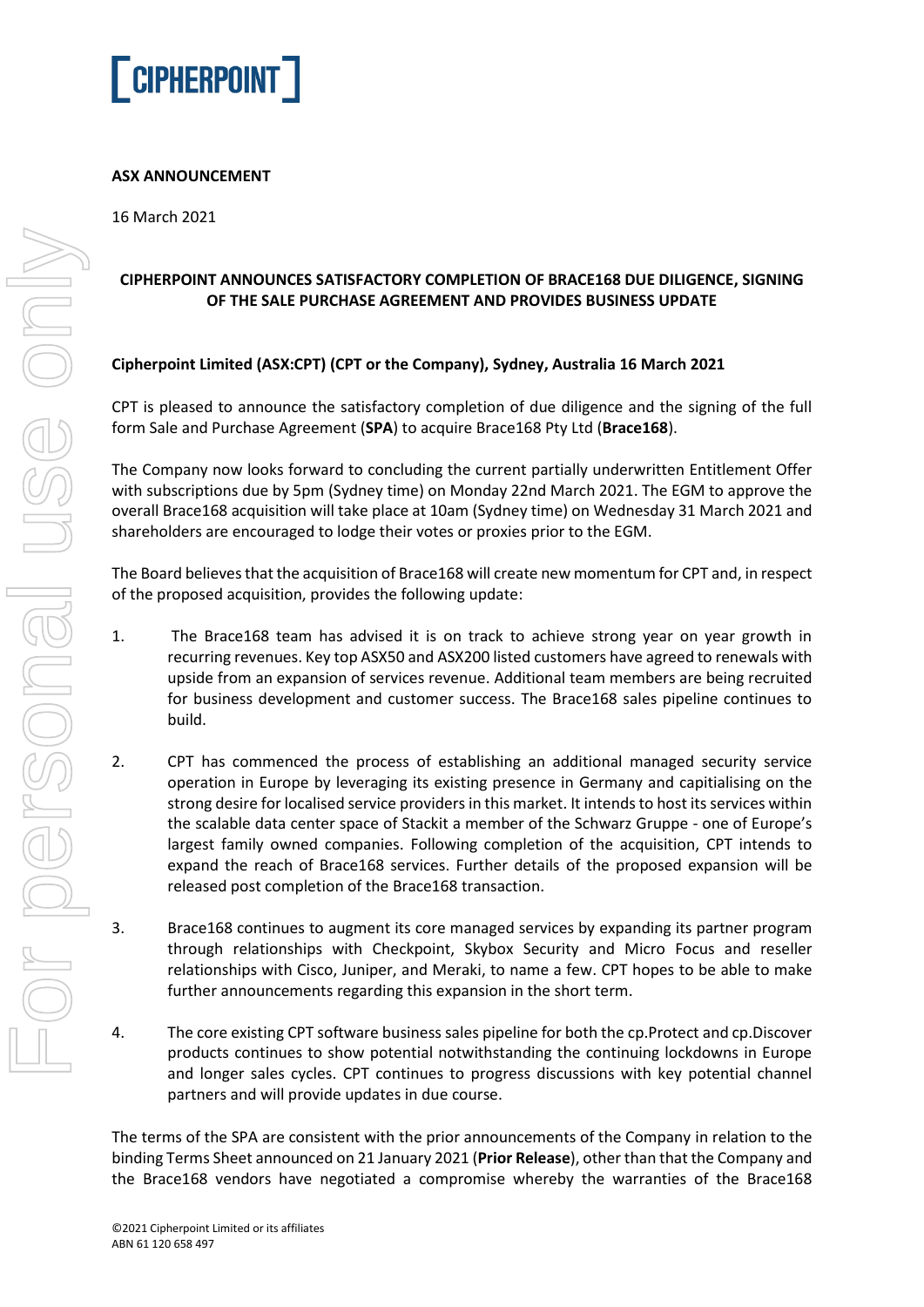**ASX ANNOUNCEMENT**

16 March 2021

## CIPHERPOINT ANNOUNCES SATISFACTORY COMPLETION OF BRACE168 DUE DILIGENCE, SIGNING OF THE SALE PURCHASE AGREEMENT AND PROVIDES BUSINESS UPDATE

**Cipherpoint Limited (ASX:CPT) (CPT or the Company), Sydney, Australia 16 March 2021**

CPT is pleased to announce the satisfactory completion of due diligence and the signing of the full form Sale and Purchase Agreement (**SPA**) to acquire Brace168 Pty Ltd (**Brace168**).

The Company now looks forward to concluding the current partially underwritten Entitlement Offer with subscriptions due by 5pm (Sydney time) on Monday 22nd March 2021. The EGM to approve the overall Brace168 acquisition will take place at 10am (Sydney time) on Wednesday 31 March 2021 and shareholders are encouraged to lodge their votes or proxies prior to the EGM.

The Board believes that the acquisition of Brace168 will create new momentum for CPT and, in respect of the proposed acquisition, provides the following update:

1. The Brace168 team has advised it is on track to achieve strong year on year growth in recurring revenues. Key top ASX50 and ASX200 listed customers have agreed to renewals with upside from an expansion of services revenue. Additional team members are being recruited for business development and customer success. The Brace168 sales pipeline continues to build.
2. CPT has commenced the process of establishing an additional managed security service operation in Europe by leveraging its existing presence in Germany and capitialising on the strong desire for localised service providers in this market. It intends to host its services within the scalable data center space of Stackit a member of the Schwarz Gruppe - one of Europe's largest family owned companies. Following completion of the acquisition, CPT intends to expand the reach of Brace168 services. Further details of the proposed expansion will be released post completion of the Brace168 transaction.
3. Brace168 continues to augment its core managed services by expanding its partner program through relationships with Checkpoint, Skybox Security and Micro Focus and reseller relationships with Cisco, Juniper, and Meraki, to name a few. CPT hopes to be able to make further announcements regarding this expansion in the short term.
4. The core existing CPT software business sales pipeline for both the cp.Protect and cp.Discover products continues to show potential notwithstanding the continuing lockdowns in Europe and longer sales cycles. CPT continues to progress discussions with key potential channel partners and will provide updates in due course.

The terms of the SPA are consistent with the prior announcements of the Company in relation to the binding Terms Sheet announced on 21 January 2021 (**Prior Release**), other than that the Company and the Brace168 vendors have negotiated a compromise whereby the warranties of the Brace168

©2021 Cipherpoint Limited or its affiliates
ABN 61 120 658 497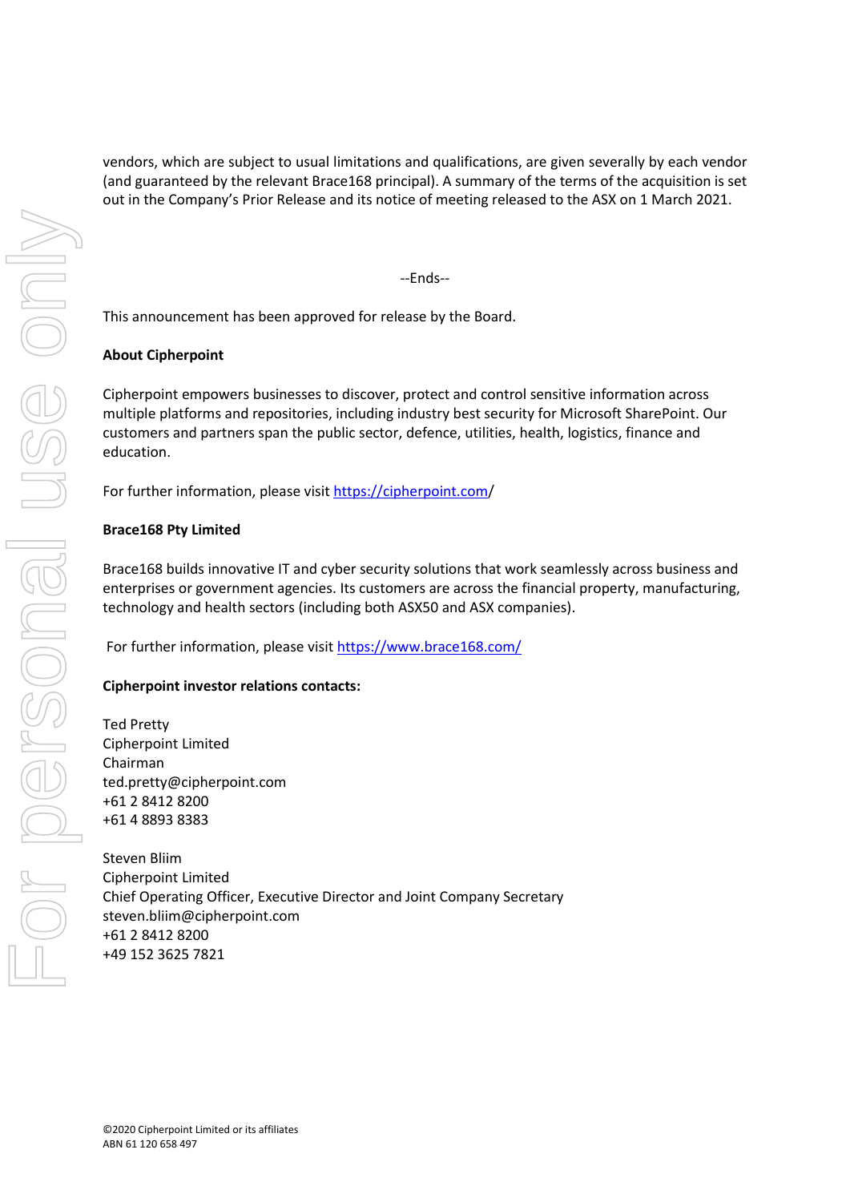vendors, which are subject to usual limitations and qualifications, are given severally by each vendor (and guaranteed by the relevant Brace168 principal). A summary of the terms of the acquisition is set out in the Company's Prior Release and its notice of meeting released to the ASX on 1 March 2021.

--Ends--

This announcement has been approved for release by the Board.

**About Cipherpoint**

Cipherpoint empowers businesses to discover, protect and control sensitive information across multiple platforms and repositories, including industry best security for Microsoft SharePoint. Our customers and partners span the public sector, defence, utilities, health, logistics, finance and education.

For further information, please visit https://cipherpoint.com/

**Brace168 Pty Limited**

Brace168 builds innovative IT and cyber security solutions that work seamlessly across business and enterprises or government agencies. Its customers are across the financial property, manufacturing, technology and health sectors (including both ASX50 and ASX companies).

For further information, please visit https://www.brace168.com/

**Cipherpoint investor relations contacts:**

Ted Pretty
Cipherpoint Limited
Chairman
ted.pretty@cipherpoint.com
+61 2 8412 8200
+61 4 8893 8383

Steven Bliim
Cipherpoint Limited
Chief Operating Officer, Executive Director and Joint Company Secretary
steven.bliim@cipherpoint.com
+61 2 8412 8200
+49 152 3625 7821

©2020 Cipherpoint Limited or its affiliates
ABN 61 120 658 497